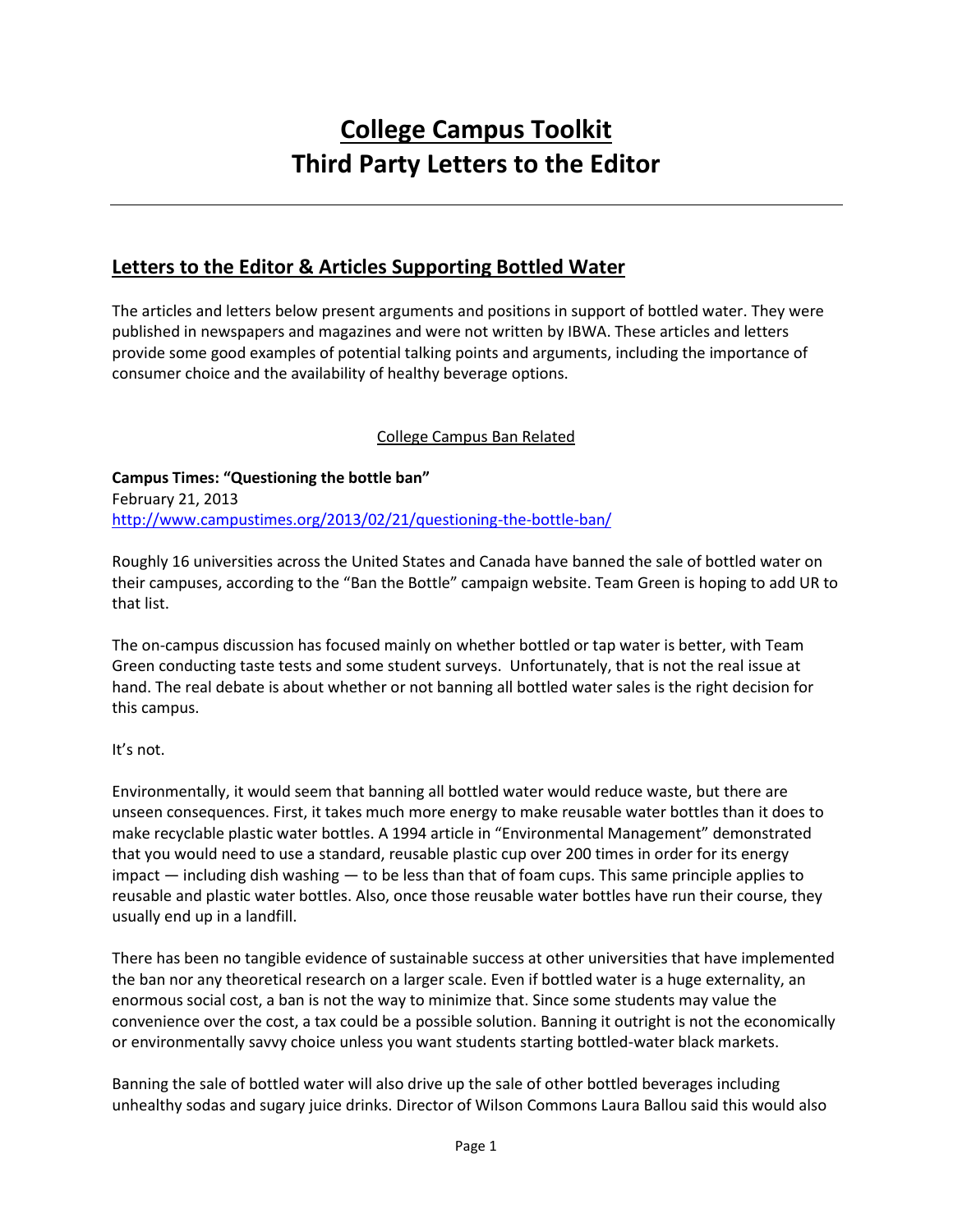# College Campus Toolkit
# Third Party Letters to the Editor

---

## Letters to the Editor & Articles Supporting Bottled Water

The articles and letters below present arguments and positions in support of bottled water. They were published in newspapers and magazines and were not written by IBWA. These articles and letters provide some good examples of potential talking points and arguments, including the importance of consumer choice and the availability of healthy beverage options.

College Campus Ban Related

**Campus Times: "Questioning the bottle ban"**
February 21, 2013
http://www.campustimes.org/2013/02/21/questioning-the-bottle-ban/

Roughly 16 universities across the United States and Canada have banned the sale of bottled water on their campuses, according to the "Ban the Bottle" campaign website. Team Green is hoping to add UR to that list.

The on-campus discussion has focused mainly on whether bottled or tap water is better, with Team Green conducting taste tests and some student surveys. Unfortunately, that is not the real issue at hand. The real debate is about whether or not banning all bottled water sales is the right decision for this campus.

It's not.

Environmentally, it would seem that banning all bottled water would reduce waste, but there are unseen consequences. First, it takes much more energy to make reusable water bottles than it does to make recyclable plastic water bottles. A 1994 article in "Environmental Management" demonstrated that you would need to use a standard, reusable plastic cup over 200 times in order for its energy impact — including dish washing — to be less than that of foam cups. This same principle applies to reusable and plastic water bottles. Also, once those reusable water bottles have run their course, they usually end up in a landfill.

There has been no tangible evidence of sustainable success at other universities that have implemented the ban nor any theoretical research on a larger scale. Even if bottled water is a huge externality, an enormous social cost, a ban is not the way to minimize that. Since some students may value the convenience over the cost, a tax could be a possible solution. Banning it outright is not the economically or environmentally savvy choice unless you want students starting bottled-water black markets.

Banning the sale of bottled water will also drive up the sale of other bottled beverages including unhealthy sodas and sugary juice drinks. Director of Wilson Commons Laura Ballou said this would also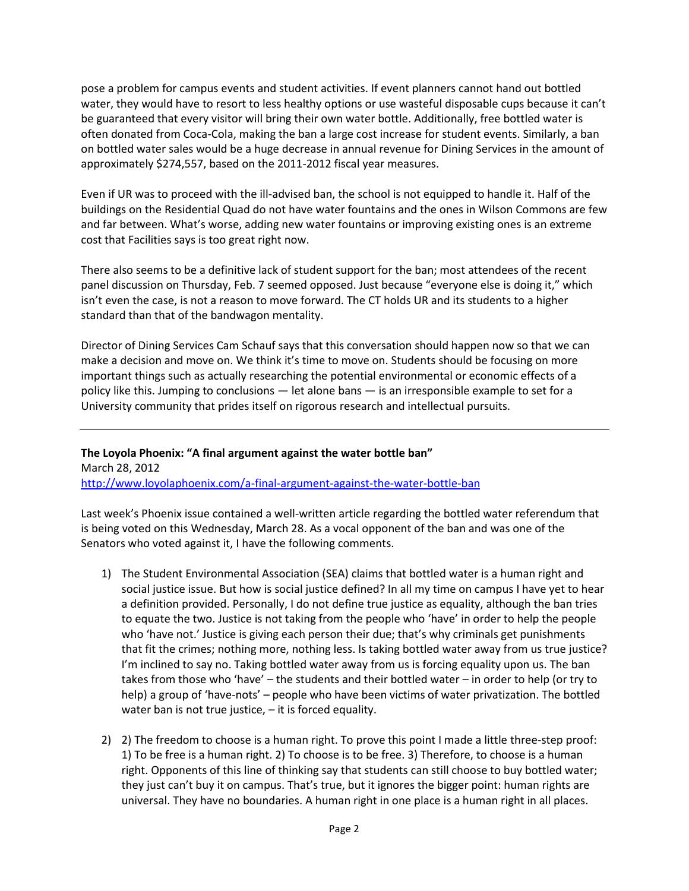pose a problem for campus events and student activities. If event planners cannot hand out bottled water, they would have to resort to less healthy options or use wasteful disposable cups because it can't be guaranteed that every visitor will bring their own water bottle. Additionally, free bottled water is often donated from Coca-Cola, making the ban a large cost increase for student events. Similarly, a ban on bottled water sales would be a huge decrease in annual revenue for Dining Services in the amount of approximately $274,557, based on the 2011-2012 fiscal year measures.

Even if UR was to proceed with the ill-advised ban, the school is not equipped to handle it. Half of the buildings on the Residential Quad do not have water fountains and the ones in Wilson Commons are few and far between. What's worse, adding new water fountains or improving existing ones is an extreme cost that Facilities says is too great right now.

There also seems to be a definitive lack of student support for the ban; most attendees of the recent panel discussion on Thursday, Feb. 7 seemed opposed. Just because "everyone else is doing it," which isn't even the case, is not a reason to move forward. The CT holds UR and its students to a higher standard than that of the bandwagon mentality.

Director of Dining Services Cam Schauf says that this conversation should happen now so that we can make a decision and move on. We think it's time to move on. Students should be focusing on more important things such as actually researching the potential environmental or economic effects of a policy like this. Jumping to conclusions — let alone bans — is an irresponsible example to set for a University community that prides itself on rigorous research and intellectual pursuits.

---

**The Loyola Phoenix: "A final argument against the water bottle ban"**
March 28, 2012
[http://www.loyolaphoenix.com/a-final-argument-against-the-water-bottle-ban](http://www.loyolaphoenix.com/a-final-argument-against-the-water-bottle-ban)

Last week's Phoenix issue contained a well-written article regarding the bottled water referendum that is being voted on this Wednesday, March 28. As a vocal opponent of the ban and was one of the Senators who voted against it, I have the following comments.

1) The Student Environmental Association (SEA) claims that bottled water is a human right and social justice issue. But how is social justice defined? In all my time on campus I have yet to hear a definition provided. Personally, I do not define true justice as equality, although the ban tries to equate the two. Justice is not taking from the people who 'have' in order to help the people who 'have not.' Justice is giving each person their due; that's why criminals get punishments that fit the crimes; nothing more, nothing less. Is taking bottled water away from us true justice? I'm inclined to say no. Taking bottled water away from us is forcing equality upon us. The ban takes from those who 'have' – the students and their bottled water – in order to help (or try to help) a group of 'have-nots' – people who have been victims of water privatization. The bottled water ban is not true justice, – it is forced equality.

2) 2) The freedom to choose is a human right. To prove this point I made a little three-step proof: 1) To be free is a human right. 2) To choose is to be free. 3) Therefore, to choose is a human right. Opponents of this line of thinking say that students can still choose to buy bottled water; they just can't buy it on campus. That's true, but it ignores the bigger point: human rights are universal. They have no boundaries. A human right in one place is a human right in all places.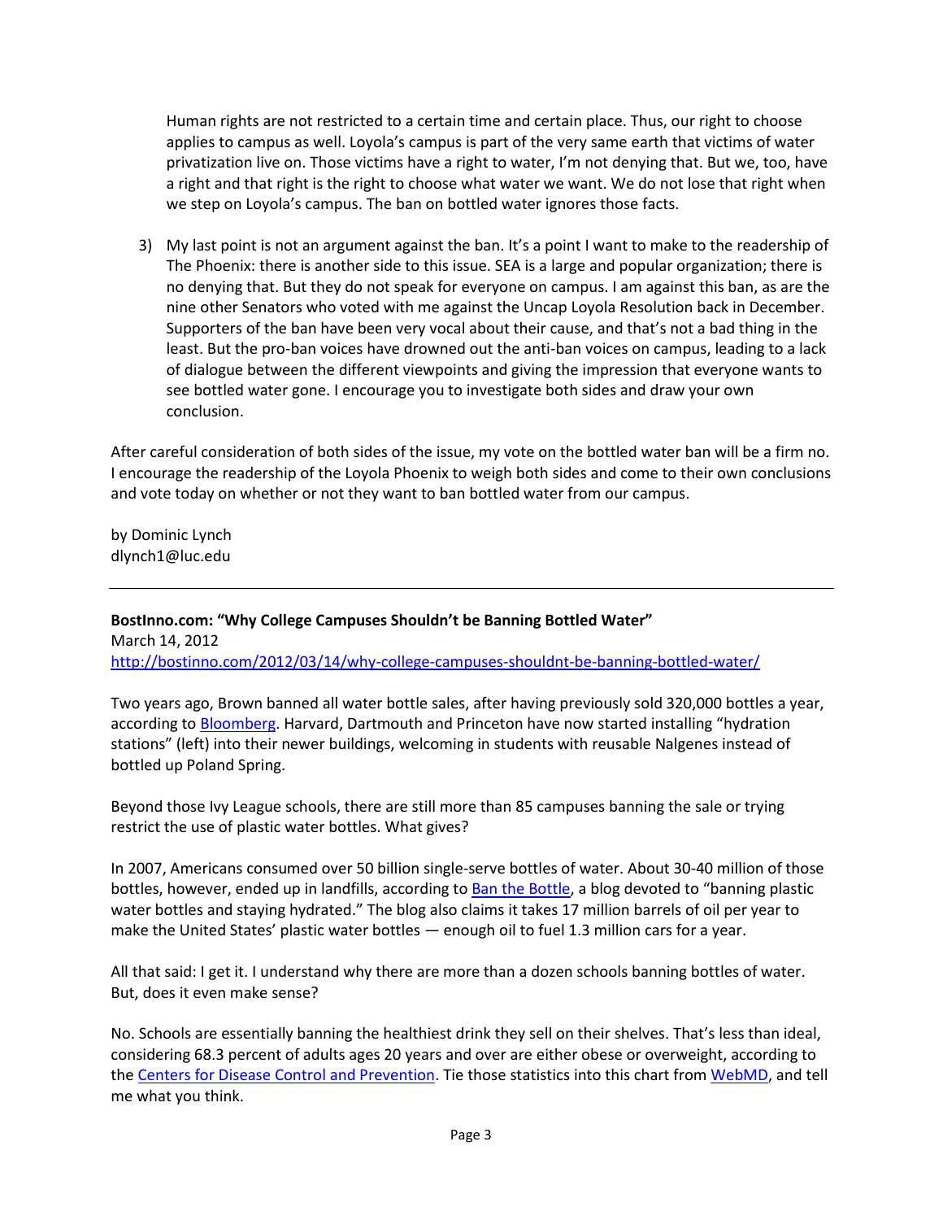Human rights are not restricted to a certain time and certain place. Thus, our right to choose applies to campus as well. Loyola's campus is part of the very same earth that victims of water privatization live on. Those victims have a right to water, I'm not denying that. But we, too, have a right and that right is the right to choose what water we want. We do not lose that right when we step on Loyola's campus. The ban on bottled water ignores those facts.

3) My last point is not an argument against the ban. It's a point I want to make to the readership of The Phoenix: there is another side to this issue. SEA is a large and popular organization; there is no denying that. But they do not speak for everyone on campus. I am against this ban, as are the nine other Senators who voted with me against the Uncap Loyola Resolution back in December. Supporters of the ban have been very vocal about their cause, and that's not a bad thing in the least. But the pro-ban voices have drowned out the anti-ban voices on campus, leading to a lack of dialogue between the different viewpoints and giving the impression that everyone wants to see bottled water gone. I encourage you to investigate both sides and draw your own conclusion.

After careful consideration of both sides of the issue, my vote on the bottled water ban will be a firm no. I encourage the readership of the Loyola Phoenix to weigh both sides and come to their own conclusions and vote today on whether or not they want to ban bottled water from our campus.

by Dominic Lynch
dlynch1@luc.edu

---

**BostInno.com: "Why College Campuses Shouldn't be Banning Bottled Water"**
March 14, 2012
http://bostinno.com/2012/03/14/why-college-campuses-shouldnt-be-banning-bottled-water/

Two years ago, Brown banned all water bottle sales, after having previously sold 320,000 bottles a year, according to Bloomberg. Harvard, Dartmouth and Princeton have now started installing "hydration stations" (left) into their newer buildings, welcoming in students with reusable Nalgenes instead of bottled up Poland Spring.

Beyond those Ivy League schools, there are still more than 85 campuses banning the sale or trying restrict the use of plastic water bottles. What gives?

In 2007, Americans consumed over 50 billion single-serve bottles of water. About 30-40 million of those bottles, however, ended up in landfills, according to Ban the Bottle, a blog devoted to "banning plastic water bottles and staying hydrated." The blog also claims it takes 17 million barrels of oil per year to make the United States' plastic water bottles — enough oil to fuel 1.3 million cars for a year.

All that said: I get it. I understand why there are more than a dozen schools banning bottles of water. But, does it even make sense?

No. Schools are essentially banning the healthiest drink they sell on their shelves. That's less than ideal, considering 68.3 percent of adults ages 20 years and over are either obese or overweight, according to the Centers for Disease Control and Prevention. Tie those statistics into this chart from WebMD, and tell me what you think.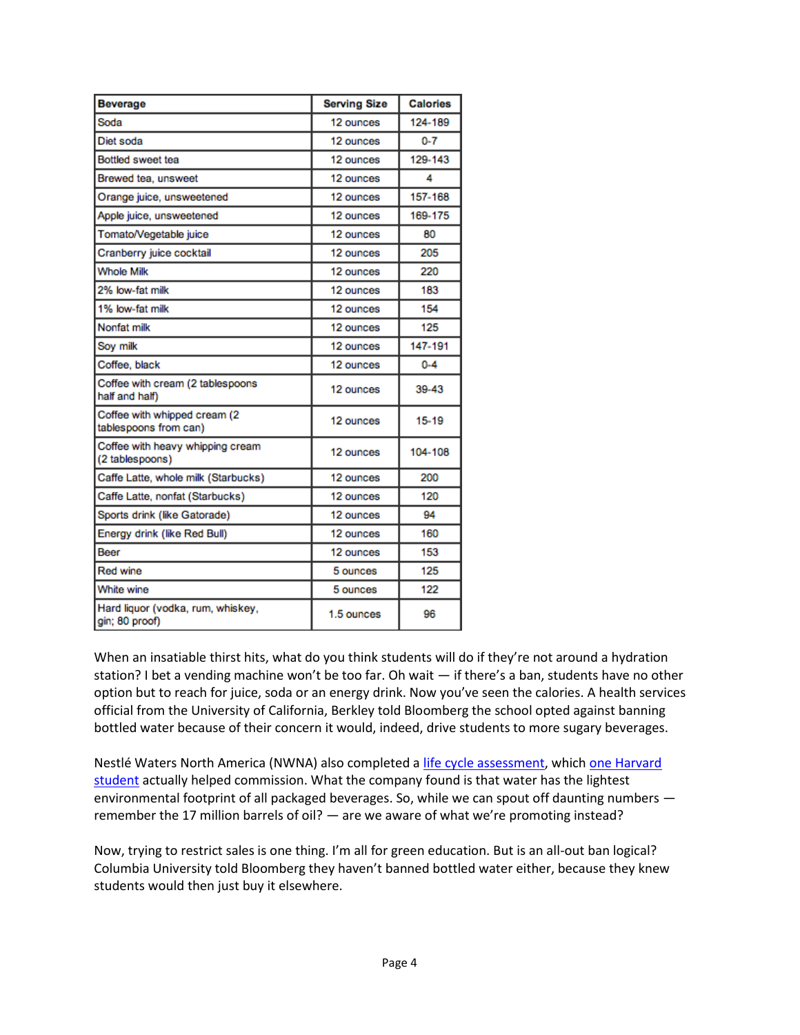| Beverage | Serving Size | Calories |
| --- | --- | --- |
| Soda | 12 ounces | 124-189 |
| Diet soda | 12 ounces | 0-7 |
| Bottled sweet tea | 12 ounces | 129-143 |
| Brewed tea, unsweet | 12 ounces | 4 |
| Orange juice, unsweetened | 12 ounces | 157-168 |
| Apple juice, unsweetened | 12 ounces | 169-175 |
| Tomato/Vegetable juice | 12 ounces | 80 |
| Cranberry juice cocktail | 12 ounces | 205 |
| Whole Milk | 12 ounces | 220 |
| 2% low-fat milk | 12 ounces | 183 |
| 1% low-fat milk | 12 ounces | 154 |
| Nonfat milk | 12 ounces | 125 |
| Soy milk | 12 ounces | 147-191 |
| Coffee, black | 12 ounces | 0-4 |
| Coffee with cream (2 tablespoons half and half) | 12 ounces | 39-43 |
| Coffee with whipped cream (2 tablespoons from can) | 12 ounces | 15-19 |
| Coffee with heavy whipping cream (2 tablespoons) | 12 ounces | 104-108 |
| Caffe Latte, whole milk (Starbucks) | 12 ounces | 200 |
| Caffe Latte, nonfat (Starbucks) | 12 ounces | 120 |
| Sports drink (like Gatorade) | 12 ounces | 94 |
| Energy drink (like Red Bull) | 12 ounces | 160 |
| Beer | 12 ounces | 153 |
| Red wine | 5 ounces | 125 |
| White wine | 5 ounces | 122 |
| Hard liquor (vodka, rum, whiskey, gin; 80 proof) | 1.5 ounces | 96 |

When an insatiable thirst hits, what do you think students will do if they're not around a hydration station? I bet a vending machine won't be too far. Oh wait — if there's a ban, students have no other option but to reach for juice, soda or an energy drink. Now you've seen the calories. A health services official from the University of California, Berkley told Bloomberg the school opted against banning bottled water because of their concern it would, indeed, drive students to more sugary beverages.

Nestlé Waters North America (NWNA) also completed a life cycle assessment, which one Harvard student actually helped commission. What the company found is that water has the lightest environmental footprint of all packaged beverages. So, while we can spout off daunting numbers — remember the 17 million barrels of oil? — are we aware of what we're promoting instead?

Now, trying to restrict sales is one thing. I'm all for green education. But is an all-out ban logical? Columbia University told Bloomberg they haven't banned bottled water either, because they knew students would then just buy it elsewhere.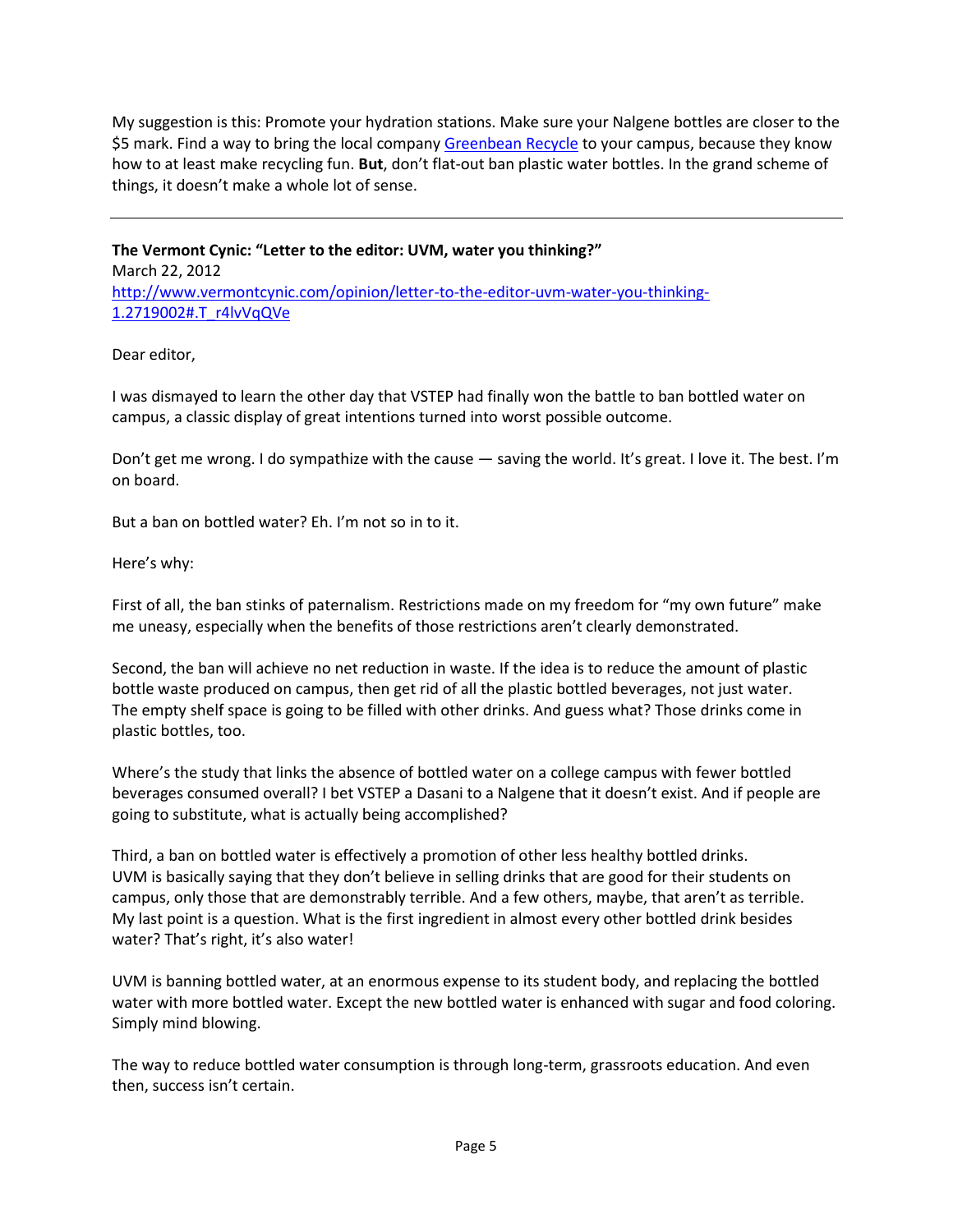My suggestion is this: Promote your hydration stations. Make sure your Nalgene bottles are closer to the $5 mark. Find a way to bring the local company [Greenbean Recycle]() to your campus, because they know how to at least make recycling fun. **But**, don't flat-out ban plastic water bottles. In the grand scheme of things, it doesn't make a whole lot of sense.

---

**The Vermont Cynic: "Letter to the editor: UVM, water you thinking?"**
March 22, 2012
[http://www.vermontcynic.com/opinion/letter-to-the-editor-uvm-water-you-thinking-1.2719002#.T_r4lvVqQVe](http://www.vermontcynic.com/opinion/letter-to-the-editor-uvm-water-you-thinking-1.2719002#.T_r4lvVqQVe)

Dear editor,

I was dismayed to learn the other day that VSTEP had finally won the battle to ban bottled water on campus, a classic display of great intentions turned into worst possible outcome.

Don't get me wrong. I do sympathize with the cause — saving the world. It's great. I love it. The best. I'm on board.

But a ban on bottled water? Eh. I'm not so in to it.

Here's why:

First of all, the ban stinks of paternalism. Restrictions made on my freedom for "my own future" make me uneasy, especially when the benefits of those restrictions aren't clearly demonstrated.

Second, the ban will achieve no net reduction in waste. If the idea is to reduce the amount of plastic bottle waste produced on campus, then get rid of all the plastic bottled beverages, not just water. The empty shelf space is going to be filled with other drinks. And guess what? Those drinks come in plastic bottles, too.

Where's the study that links the absence of bottled water on a college campus with fewer bottled beverages consumed overall? I bet VSTEP a Dasani to a Nalgene that it doesn't exist. And if people are going to substitute, what is actually being accomplished?

Third, a ban on bottled water is effectively a promotion of other less healthy bottled drinks. UVM is basically saying that they don't believe in selling drinks that are good for their students on campus, only those that are demonstrably terrible. And a few others, maybe, that aren't as terrible. My last point is a question. What is the first ingredient in almost every other bottled drink besides water? That's right, it's also water!

UVM is banning bottled water, at an enormous expense to its student body, and replacing the bottled water with more bottled water. Except the new bottled water is enhanced with sugar and food coloring. Simply mind blowing.

The way to reduce bottled water consumption is through long-term, grassroots education. And even then, success isn't certain.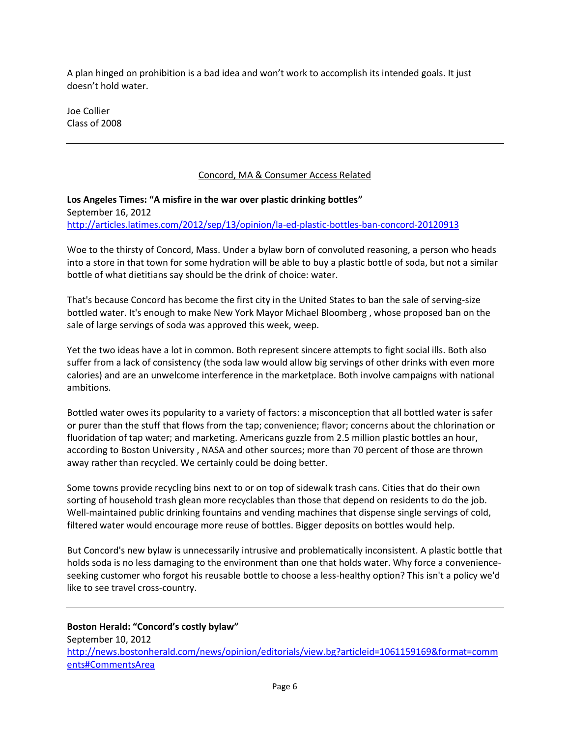A plan hinged on prohibition is a bad idea and won't work to accomplish its intended goals. It just doesn't hold water.

Joe Collier
Class of 2008

---

<u>Concord, MA & Consumer Access Related</u>

**Los Angeles Times: "A misfire in the war over plastic drinking bottles"**
September 16, 2012
http://articles.latimes.com/2012/sep/13/opinion/la-ed-plastic-bottles-ban-concord-20120913

Woe to the thirsty of Concord, Mass. Under a bylaw born of convoluted reasoning, a person who heads into a store in that town for some hydration will be able to buy a plastic bottle of soda, but not a similar bottle of what dietitians say should be the drink of choice: water.

That's because Concord has become the first city in the United States to ban the sale of serving-size bottled water. It's enough to make New York Mayor Michael Bloomberg , whose proposed ban on the sale of large servings of soda was approved this week, weep.

Yet the two ideas have a lot in common. Both represent sincere attempts to fight social ills. Both also suffer from a lack of consistency (the soda law would allow big servings of other drinks with even more calories) and are an unwelcome interference in the marketplace. Both involve campaigns with national ambitions.

Bottled water owes its popularity to a variety of factors: a misconception that all bottled water is safer or purer than the stuff that flows from the tap; convenience; flavor; concerns about the chlorination or fluoridation of tap water; and marketing. Americans guzzle from 2.5 million plastic bottles an hour, according to Boston University , NASA and other sources; more than 70 percent of those are thrown away rather than recycled. We certainly could be doing better.

Some towns provide recycling bins next to or on top of sidewalk trash cans. Cities that do their own sorting of household trash glean more recyclables than those that depend on residents to do the job. Well-maintained public drinking fountains and vending machines that dispense single servings of cold, filtered water would encourage more reuse of bottles. Bigger deposits on bottles would help.

But Concord's new bylaw is unnecessarily intrusive and problematically inconsistent. A plastic bottle that holds soda is no less damaging to the environment than one that holds water. Why force a convenience-seeking customer who forgot his reusable bottle to choose a less-healthy option? This isn't a policy we'd like to see travel cross-country.

---

**Boston Herald: "Concord's costly bylaw"**
September 10, 2012
http://news.bostonherald.com/news/opinion/editorials/view.bg?articleid=1061159169&format=comments#CommentsArea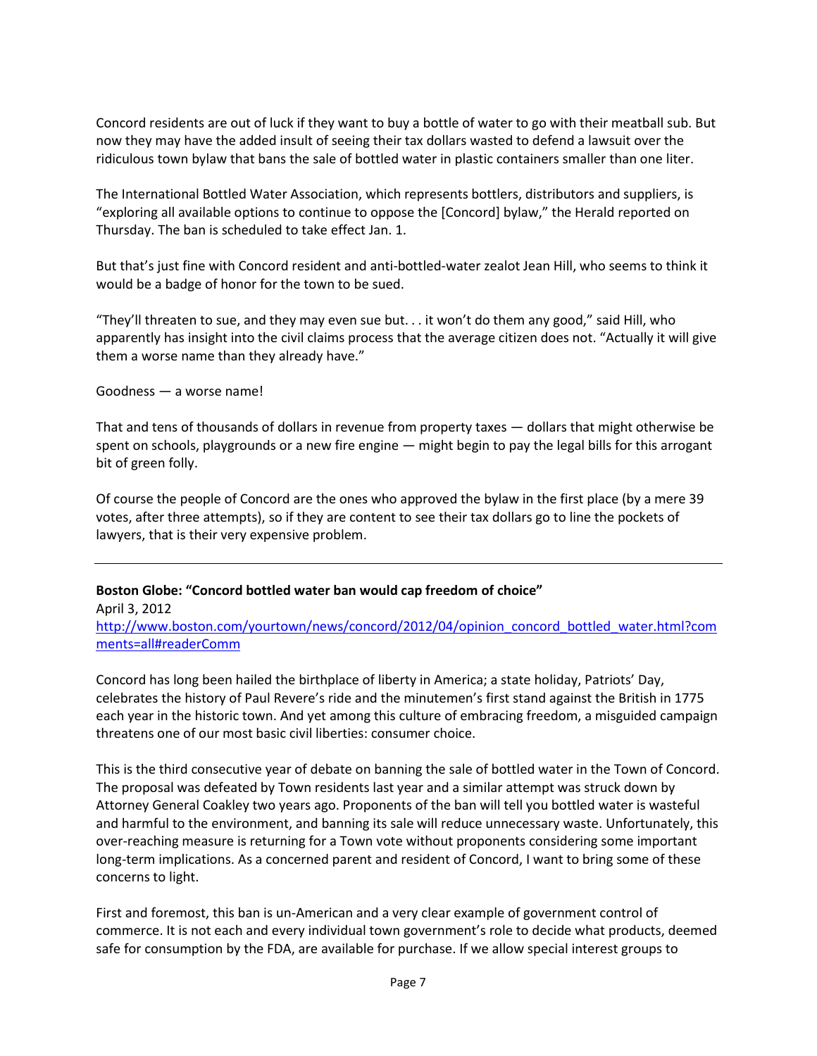Concord residents are out of luck if they want to buy a bottle of water to go with their meatball sub. But now they may have the added insult of seeing their tax dollars wasted to defend a lawsuit over the ridiculous town bylaw that bans the sale of bottled water in plastic containers smaller than one liter.

The International Bottled Water Association, which represents bottlers, distributors and suppliers, is "exploring all available options to continue to oppose the [Concord] bylaw," the Herald reported on Thursday. The ban is scheduled to take effect Jan. 1.

But that's just fine with Concord resident and anti-bottled-water zealot Jean Hill, who seems to think it would be a badge of honor for the town to be sued.

"They'll threaten to sue, and they may even sue but. . . it won't do them any good," said Hill, who apparently has insight into the civil claims process that the average citizen does not. "Actually it will give them a worse name than they already have."

Goodness — a worse name!

That and tens of thousands of dollars in revenue from property taxes — dollars that might otherwise be spent on schools, playgrounds or a new fire engine — might begin to pay the legal bills for this arrogant bit of green folly.

Of course the people of Concord are the ones who approved the bylaw in the first place (by a mere 39 votes, after three attempts), so if they are content to see their tax dollars go to line the pockets of lawyers, that is their very expensive problem.

---

**Boston Globe: "Concord bottled water ban would cap freedom of choice"**
April 3, 2012
[http://www.boston.com/yourtown/news/concord/2012/04/opinion_concord_bottled_water.html?comments=all#readerComm](http://www.boston.com/yourtown/news/concord/2012/04/opinion_concord_bottled_water.html?comments=all#readerComm)

Concord has long been hailed the birthplace of liberty in America; a state holiday, Patriots' Day, celebrates the history of Paul Revere's ride and the minutemen's first stand against the British in 1775 each year in the historic town. And yet among this culture of embracing freedom, a misguided campaign threatens one of our most basic civil liberties: consumer choice.

This is the third consecutive year of debate on banning the sale of bottled water in the Town of Concord. The proposal was defeated by Town residents last year and a similar attempt was struck down by Attorney General Coakley two years ago. Proponents of the ban will tell you bottled water is wasteful and harmful to the environment, and banning its sale will reduce unnecessary waste. Unfortunately, this over-reaching measure is returning for a Town vote without proponents considering some important long-term implications. As a concerned parent and resident of Concord, I want to bring some of these concerns to light.

First and foremost, this ban is un-American and a very clear example of government control of commerce. It is not each and every individual town government's role to decide what products, deemed safe for consumption by the FDA, are available for purchase. If we allow special interest groups to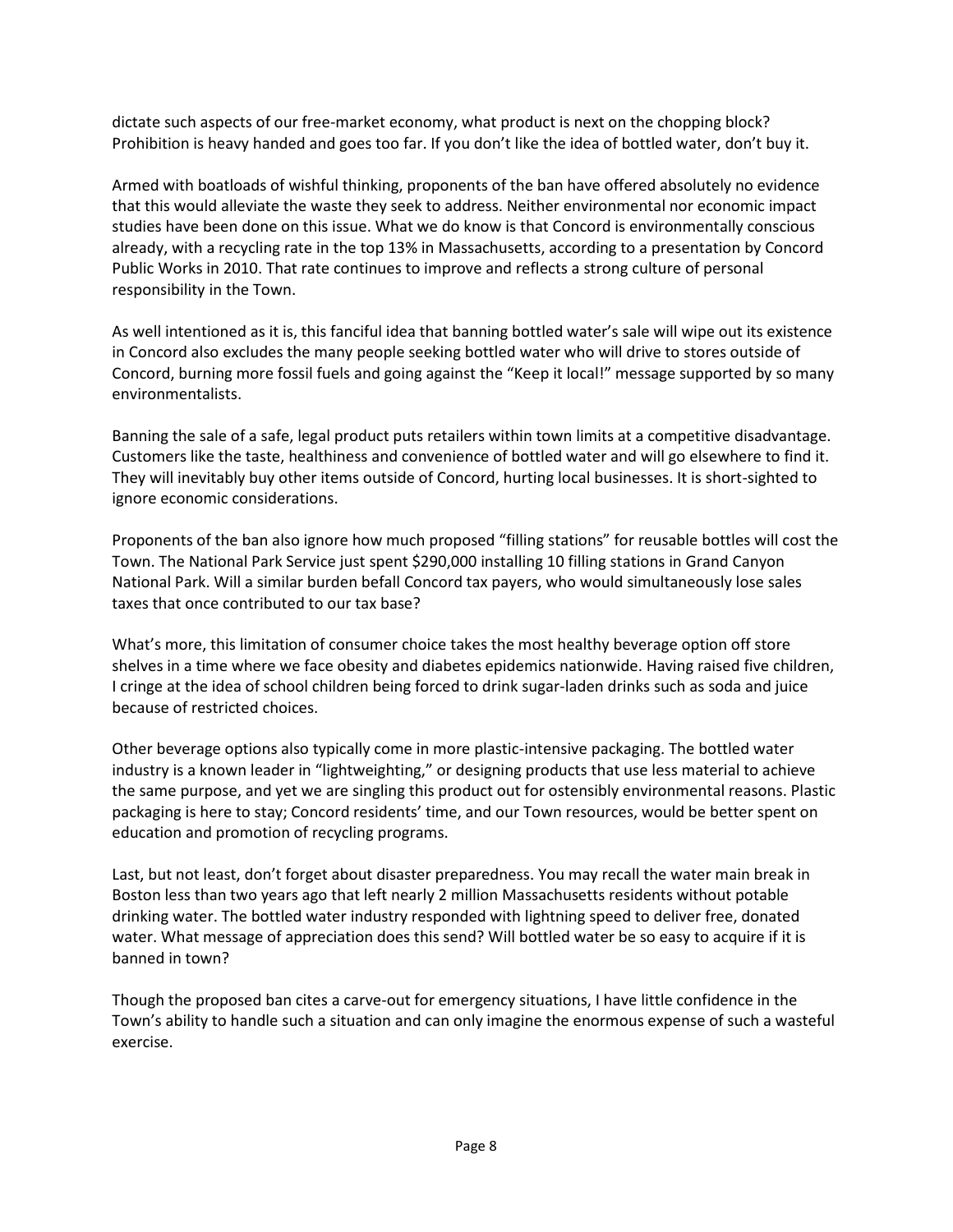dictate such aspects of our free-market economy, what product is next on the chopping block? Prohibition is heavy handed and goes too far. If you don't like the idea of bottled water, don't buy it.

Armed with boatloads of wishful thinking, proponents of the ban have offered absolutely no evidence that this would alleviate the waste they seek to address. Neither environmental nor economic impact studies have been done on this issue. What we do know is that Concord is environmentally conscious already, with a recycling rate in the top 13% in Massachusetts, according to a presentation by Concord Public Works in 2010. That rate continues to improve and reflects a strong culture of personal responsibility in the Town.

As well intentioned as it is, this fanciful idea that banning bottled water's sale will wipe out its existence in Concord also excludes the many people seeking bottled water who will drive to stores outside of Concord, burning more fossil fuels and going against the "Keep it local!" message supported by so many environmentalists.

Banning the sale of a safe, legal product puts retailers within town limits at a competitive disadvantage. Customers like the taste, healthiness and convenience of bottled water and will go elsewhere to find it. They will inevitably buy other items outside of Concord, hurting local businesses. It is short-sighted to ignore economic considerations.

Proponents of the ban also ignore how much proposed "filling stations" for reusable bottles will cost the Town. The National Park Service just spent $290,000 installing 10 filling stations in Grand Canyon National Park. Will a similar burden befall Concord tax payers, who would simultaneously lose sales taxes that once contributed to our tax base?

What's more, this limitation of consumer choice takes the most healthy beverage option off store shelves in a time where we face obesity and diabetes epidemics nationwide. Having raised five children, I cringe at the idea of school children being forced to drink sugar-laden drinks such as soda and juice because of restricted choices.

Other beverage options also typically come in more plastic-intensive packaging. The bottled water industry is a known leader in "lightweighting," or designing products that use less material to achieve the same purpose, and yet we are singling this product out for ostensibly environmental reasons. Plastic packaging is here to stay; Concord residents' time, and our Town resources, would be better spent on education and promotion of recycling programs.

Last, but not least, don't forget about disaster preparedness. You may recall the water main break in Boston less than two years ago that left nearly 2 million Massachusetts residents without potable drinking water. The bottled water industry responded with lightning speed to deliver free, donated water. What message of appreciation does this send? Will bottled water be so easy to acquire if it is banned in town?

Though the proposed ban cites a carve-out for emergency situations, I have little confidence in the Town's ability to handle such a situation and can only imagine the enormous expense of such a wasteful exercise.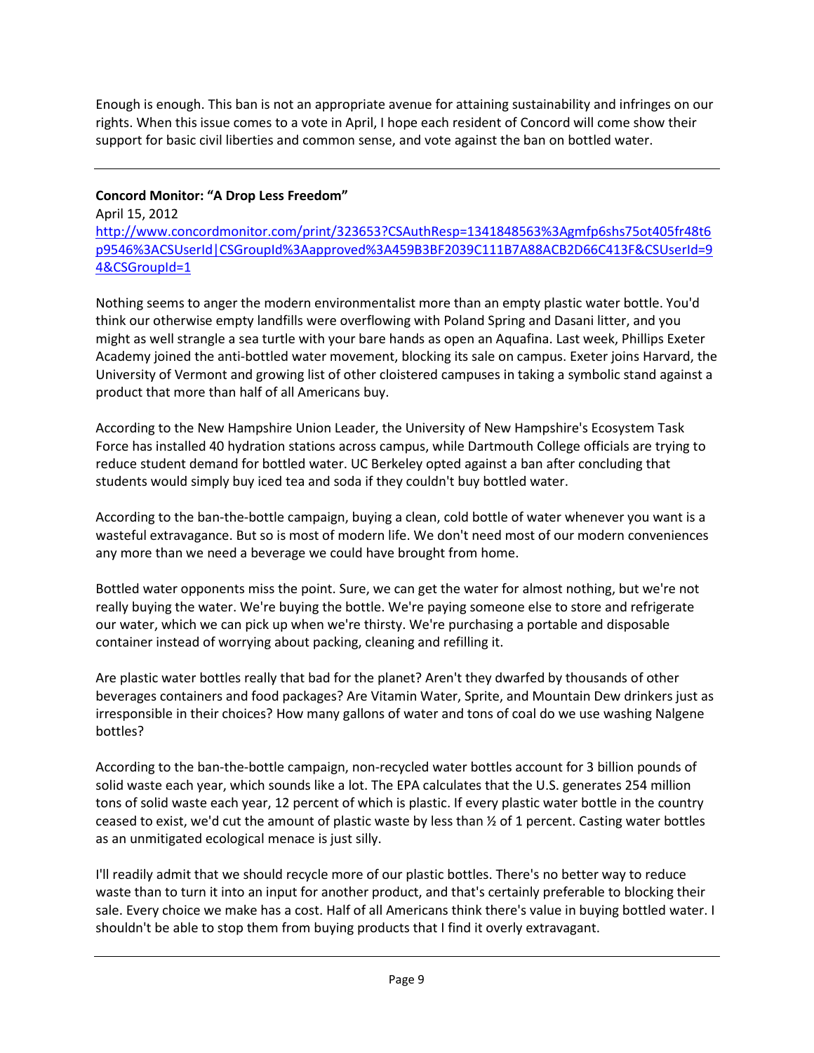Enough is enough. This ban is not an appropriate avenue for attaining sustainability and infringes on our rights. When this issue comes to a vote in April, I hope each resident of Concord will come show their support for basic civil liberties and common sense, and vote against the ban on bottled water.

---

**Concord Monitor: "A Drop Less Freedom"**

April 15, 2012

[http://www.concordmonitor.com/print/323653?CSAuthResp=1341848563%3Agmfp6shs75ot405fr48t6p9546%3ACSUserId|CSGroupId%3Aapproved%3A459B3BF2039C111B7A88ACB2D66C413F&CSUserId=94&CSGroupId=1](http://www.concordmonitor.com/print/323653?CSAuthResp=1341848563%3Agmfp6shs75ot405fr48t6p9546%3ACSUserId|CSGroupId%3Aapproved%3A459B3BF2039C111B7A88ACB2D66C413F&CSUserId=94&CSGroupId=1)

Nothing seems to anger the modern environmentalist more than an empty plastic water bottle. You'd think our otherwise empty landfills were overflowing with Poland Spring and Dasani litter, and you might as well strangle a sea turtle with your bare hands as open an Aquafina. Last week, Phillips Exeter Academy joined the anti-bottled water movement, blocking its sale on campus. Exeter joins Harvard, the University of Vermont and growing list of other cloistered campuses in taking a symbolic stand against a product that more than half of all Americans buy.

According to the New Hampshire Union Leader, the University of New Hampshire's Ecosystem Task Force has installed 40 hydration stations across campus, while Dartmouth College officials are trying to reduce student demand for bottled water. UC Berkeley opted against a ban after concluding that students would simply buy iced tea and soda if they couldn't buy bottled water.

According to the ban-the-bottle campaign, buying a clean, cold bottle of water whenever you want is a wasteful extravagance. But so is most of modern life. We don't need most of our modern conveniences any more than we need a beverage we could have brought from home.

Bottled water opponents miss the point. Sure, we can get the water for almost nothing, but we're not really buying the water. We're buying the bottle. We're paying someone else to store and refrigerate our water, which we can pick up when we're thirsty. We're purchasing a portable and disposable container instead of worrying about packing, cleaning and refilling it.

Are plastic water bottles really that bad for the planet? Aren't they dwarfed by thousands of other beverages containers and food packages? Are Vitamin Water, Sprite, and Mountain Dew drinkers just as irresponsible in their choices? How many gallons of water and tons of coal do we use washing Nalgene bottles?

According to the ban-the-bottle campaign, non-recycled water bottles account for 3 billion pounds of solid waste each year, which sounds like a lot. The EPA calculates that the U.S. generates 254 million tons of solid waste each year, 12 percent of which is plastic. If every plastic water bottle in the country ceased to exist, we'd cut the amount of plastic waste by less than ½ of 1 percent. Casting water bottles as an unmitigated ecological menace is just silly.

I'll readily admit that we should recycle more of our plastic bottles. There's no better way to reduce waste than to turn it into an input for another product, and that's certainly preferable to blocking their sale. Every choice we make has a cost. Half of all Americans think there's value in buying bottled water. I shouldn't be able to stop them from buying products that I find it overly extravagant.

---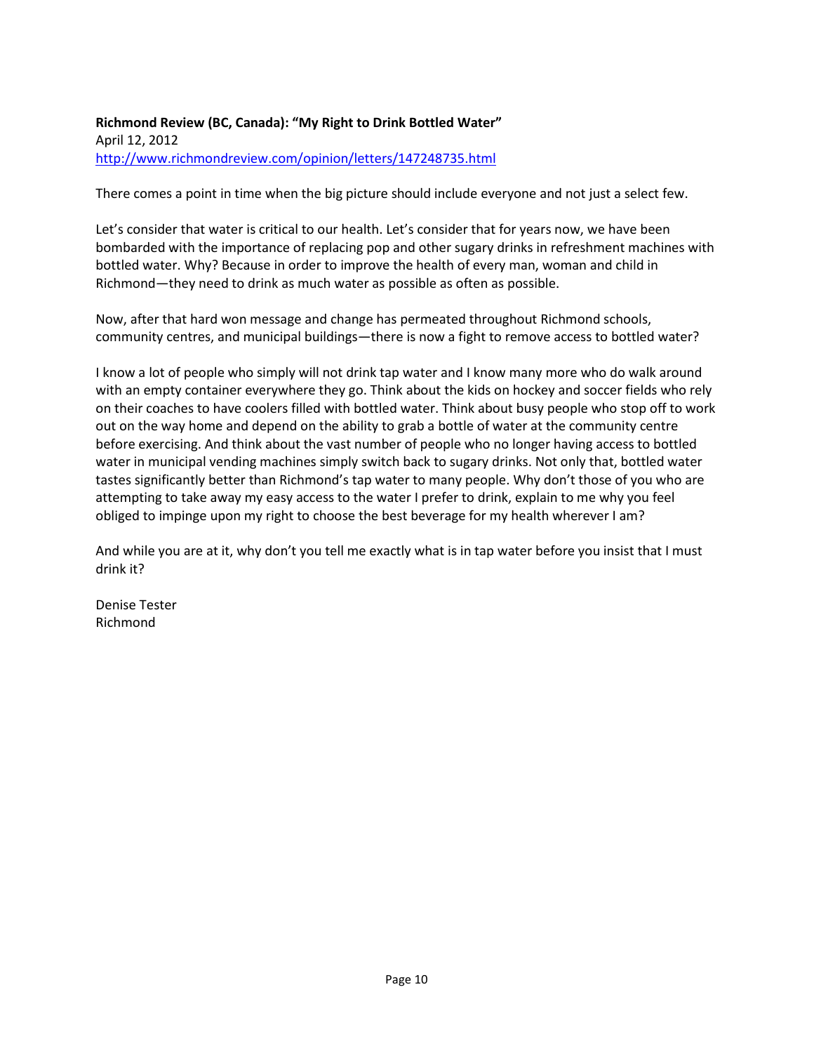**Richmond Review (BC, Canada): "My Right to Drink Bottled Water"**
April 12, 2012
http://www.richmondreview.com/opinion/letters/147248735.html

There comes a point in time when the big picture should include everyone and not just a select few.

Let's consider that water is critical to our health. Let's consider that for years now, we have been bombarded with the importance of replacing pop and other sugary drinks in refreshment machines with bottled water. Why? Because in order to improve the health of every man, woman and child in Richmond—they need to drink as much water as possible as often as possible.

Now, after that hard won message and change has permeated throughout Richmond schools, community centres, and municipal buildings—there is now a fight to remove access to bottled water?

I know a lot of people who simply will not drink tap water and I know many more who do walk around with an empty container everywhere they go. Think about the kids on hockey and soccer fields who rely on their coaches to have coolers filled with bottled water. Think about busy people who stop off to work out on the way home and depend on the ability to grab a bottle of water at the community centre before exercising. And think about the vast number of people who no longer having access to bottled water in municipal vending machines simply switch back to sugary drinks. Not only that, bottled water tastes significantly better than Richmond's tap water to many people. Why don't those of you who are attempting to take away my easy access to the water I prefer to drink, explain to me why you feel obliged to impinge upon my right to choose the best beverage for my health wherever I am?

And while you are at it, why don't you tell me exactly what is in tap water before you insist that I must drink it?

Denise Tester
Richmond